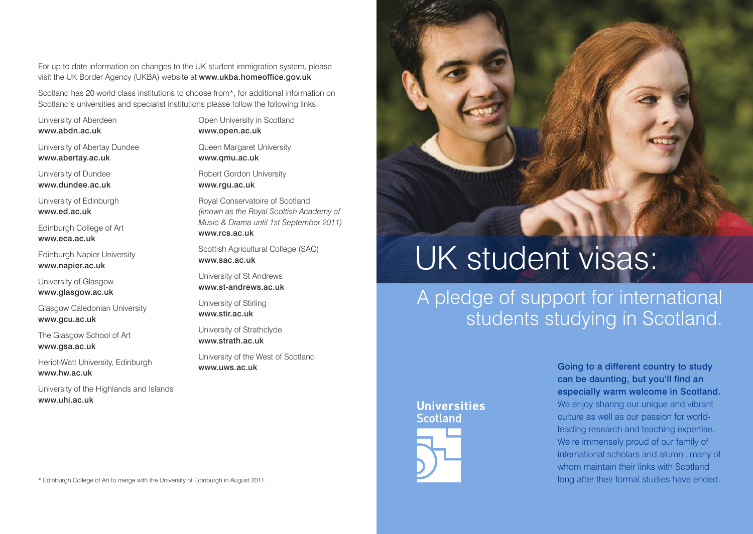# UK student visas:

## A pledge of support for international students studying in Scotland.

**Going to a different country to study can be daunting, but you'll find an especially warm welcome in Scotland.** We enjoy sharing our unique and vibrant culture as well as our passion for world-leading research and teaching expertise. We're immensely proud of our family of international scholars and alumni, many of whom maintain their links with Scotland long after their formal studies have ended.

**Universities Scotland**

For up to date information on changes to the UK student immigration system, please visit the UK Border Agency (UKBA) website at **www.ukba.homeoffice.gov.uk**

Scotland has 20 world class institutions to choose from*, for additional information on Scotland's universities and specialist institutions please follow the following links:

University of Aberdeen
**www.abdn.ac.uk**

University of Abertay Dundee
**www.abertay.ac.uk**

University of Dundee
**www.dundee.ac.uk**

University of Edinburgh
**www.ed.ac.uk**

Edinburgh College of Art
**www.eca.ac.uk**

Edinburgh Napier University
**www.napier.ac.uk**

University of Glasgow
**www.glasgow.ac.uk**

Glasgow Caledonian University
**www.gcu.ac.uk**

The Glasgow School of Art
**www.gsa.ac.uk**

Heriot-Watt University, Edinburgh
**www.hw.ac.uk**

University of the Highlands and Islands
**www.uhi.ac.uk**

Open University in Scotland
**www.open.ac.uk**

Queen Margaret University
**www.qmu.ac.uk**

Robert Gordon University
**www.rgu.ac.uk**

Royal Conservatoire of Scotland
*(known as the Royal Scottish Academy of Music & Drama until 1st September 2011)*
**www.rcs.ac.uk**

Scottish Agricultural College (SAC)
**www.sac.ac.uk**

University of St Andrews
**www.st-andrews.ac.uk**

University of Stirling
**www.stir.ac.uk**

University of Strathclyde
**www.strath.ac.uk**

University of the West of Scotland
**www.uws.ac.uk**

* Edinburgh College of Art to merge with the University of Edinburgh in August 2011.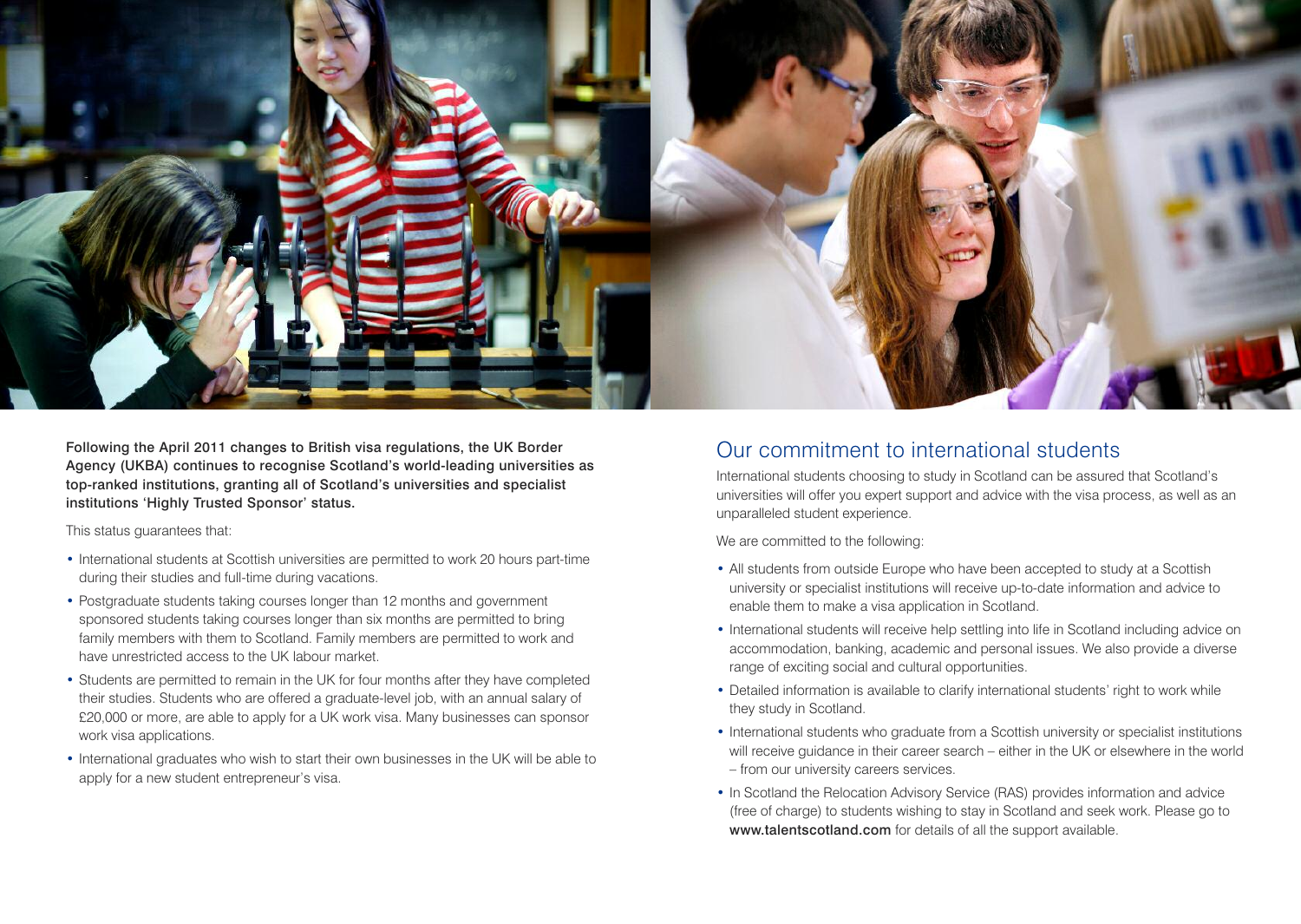**Following the April 2011 changes to British visa regulations, the UK Border Agency (UKBA) continues to recognise Scotland's world-leading universities as top-ranked institutions, granting all of Scotland's universities and specialist institutions 'Highly Trusted Sponsor' status.**

This status guarantees that:

- International students at Scottish universities are permitted to work 20 hours part-time during their studies and full-time during vacations.
- Postgraduate students taking courses longer than 12 months and government sponsored students taking courses longer than six months are permitted to bring family members with them to Scotland. Family members are permitted to work and have unrestricted access to the UK labour market.
- Students are permitted to remain in the UK for four months after they have completed their studies. Students who are offered a graduate-level job, with an annual salary of £20,000 or more, are able to apply for a UK work visa. Many businesses can sponsor work visa applications.
- International graduates who wish to start their own businesses in the UK will be able to apply for a new student entrepreneur's visa.

## Our commitment to international students

International students choosing to study in Scotland can be assured that Scotland's universities will offer you expert support and advice with the visa process, as well as an unparalleled student experience.

We are committed to the following:

- All students from outside Europe who have been accepted to study at a Scottish university or specialist institutions will receive up-to-date information and advice to enable them to make a visa application in Scotland.
- International students will receive help settling into life in Scotland including advice on accommodation, banking, academic and personal issues. We also provide a diverse range of exciting social and cultural opportunities.
- Detailed information is available to clarify international students' right to work while they study in Scotland.
- International students who graduate from a Scottish university or specialist institutions will receive guidance in their career search – either in the UK or elsewhere in the world – from our university careers services.
- In Scotland the Relocation Advisory Service (RAS) provides information and advice (free of charge) to students wishing to stay in Scotland and seek work. Please go to **www.talentscotland.com** for details of all the support available.